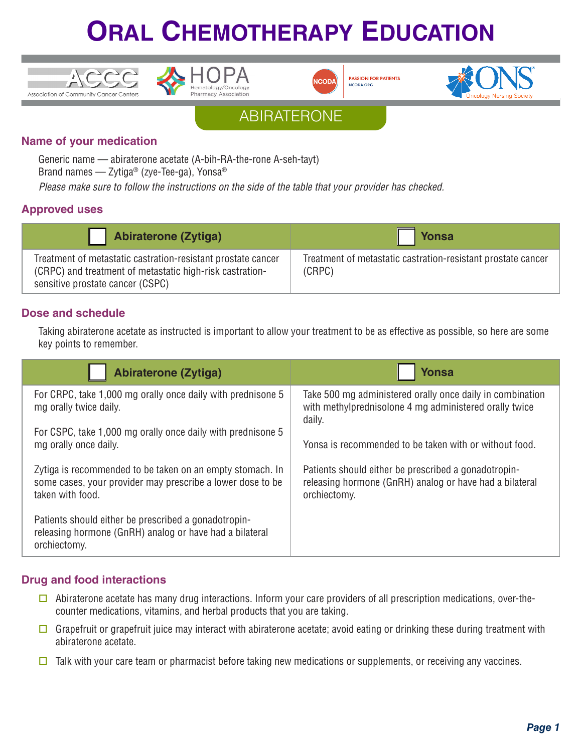# ORAL CHEMOTHERAPY EDUCATION

ACCC Association of Community Cancer Centers | HOPA Hematology/Oncology Pharmacy Association | NCODA PASSION FOR PATIENTS NCODA.ORG | ONS Oncology Nursing Society

## ABIRATERONE

### Name of your medication

Generic name — abiraterone acetate (A-bih-RA-the-rone A-seh-tayt)
Brand names — Zytiga® (zye-Tee-ga), Yonsa®

*Please make sure to follow the instructions on the side of the table that your provider has checked.*

### Approved uses

| ☐ Abiraterone (Zytiga) | ☐ Yonsa |
|---|---|
| Treatment of metastatic castration-resistant prostate cancer (CRPC) and treatment of metastatic high-risk castration-sensitive prostate cancer (CSPC) | Treatment of metastatic castration-resistant prostate cancer (CRPC) |

### Dose and schedule

Taking abiraterone acetate as instructed is important to allow your treatment to be as effective as possible, so here are some key points to remember.

| ☐ Abiraterone (Zytiga) | ☐ Yonsa |
|---|---|
| For CRPC, take 1,000 mg orally once daily with prednisone 5 mg orally twice daily.<br><br>For CSPC, take 1,000 mg orally once daily with prednisone 5 mg orally once daily.<br><br>Zytiga is recommended to be taken on an empty stomach. In some cases, your provider may prescribe a lower dose to be taken with food.<br><br>Patients should either be prescribed a gonadotropin-releasing hormone (GnRH) analog or have had a bilateral orchiectomy. | Take 500 mg administered orally once daily in combination with methylprednisolone 4 mg administered orally twice daily.<br><br>Yonsa is recommended to be taken with or without food.<br><br>Patients should either be prescribed a gonadotropin-releasing hormone (GnRH) analog or have had a bilateral orchiectomy. |

### Drug and food interactions

- ☐ Abiraterone acetate has many drug interactions. Inform your care providers of all prescription medications, over-the-counter medications, vitamins, and herbal products that you are taking.
- ☐ Grapefruit or grapefruit juice may interact with abiraterone acetate; avoid eating or drinking these during treatment with abiraterone acetate.
- ☐ Talk with your care team or pharmacist before taking new medications or supplements, or receiving any vaccines.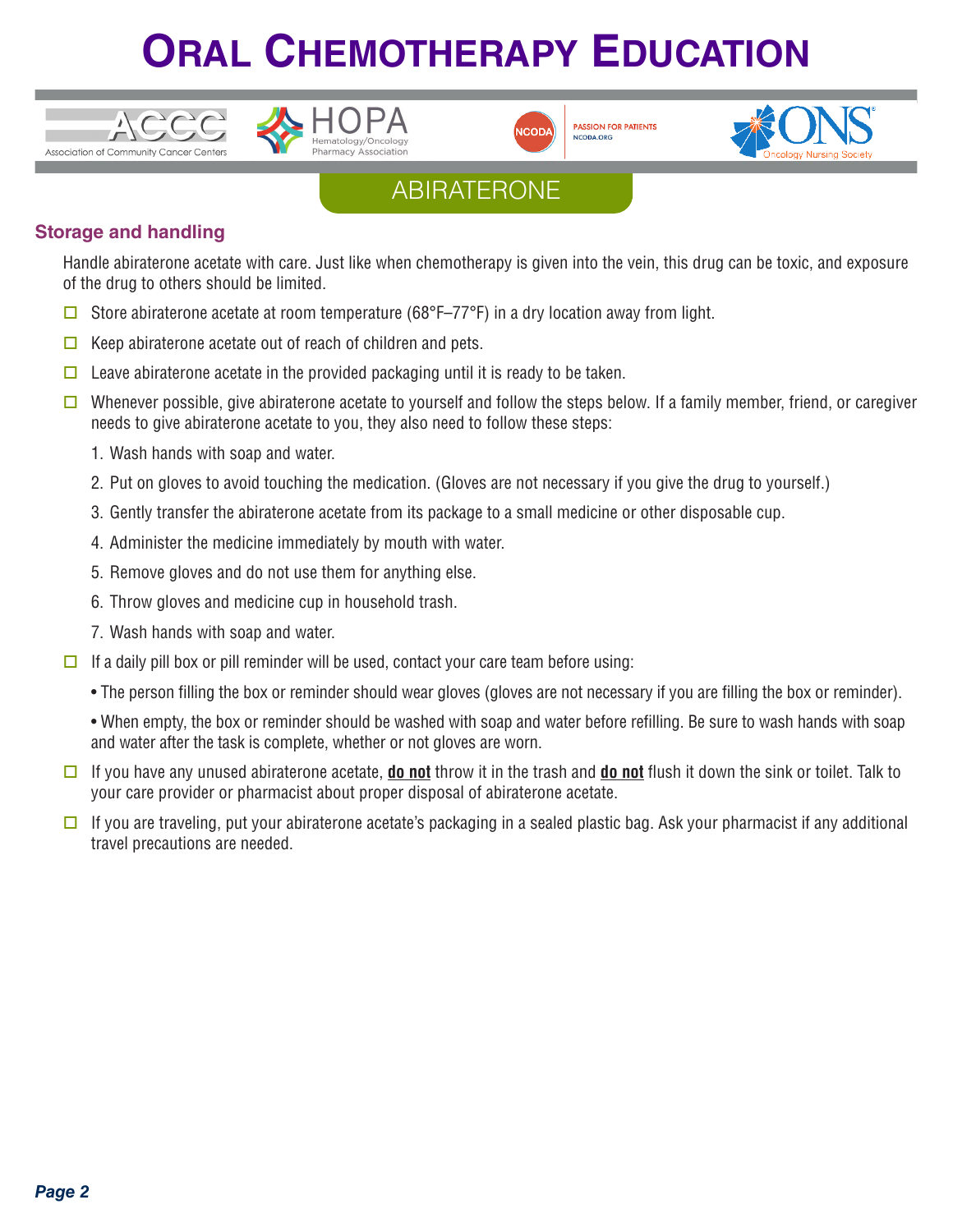# ORAL CHEMOTHERAPY EDUCATION

## ABIRATERONE

### Storage and handling

Handle abiraterone acetate with care. Just like when chemotherapy is given into the vein, this drug can be toxic, and exposure of the drug to others should be limited.

- ☐ Store abiraterone acetate at room temperature (68°F–77°F) in a dry location away from light.
- ☐ Keep abiraterone acetate out of reach of children and pets.
- ☐ Leave abiraterone acetate in the provided packaging until it is ready to be taken.
- ☐ Whenever possible, give abiraterone acetate to yourself and follow the steps below. If a family member, friend, or caregiver needs to give abiraterone acetate to you, they also need to follow these steps:
  1. Wash hands with soap and water.
  2. Put on gloves to avoid touching the medication. (Gloves are not necessary if you give the drug to yourself.)
  3. Gently transfer the abiraterone acetate from its package to a small medicine or other disposable cup.
  4. Administer the medicine immediately by mouth with water.
  5. Remove gloves and do not use them for anything else.
  6. Throw gloves and medicine cup in household trash.
  7. Wash hands with soap and water.
- ☐ If a daily pill box or pill reminder will be used, contact your care team before using:
  - The person filling the box or reminder should wear gloves (gloves are not necessary if you are filling the box or reminder).
  - When empty, the box or reminder should be washed with soap and water before refilling. Be sure to wash hands with soap and water after the task is complete, whether or not gloves are worn.
- ☐ If you have any unused abiraterone acetate, **do not** throw it in the trash and **do not** flush it down the sink or toilet. Talk to your care provider or pharmacist about proper disposal of abiraterone acetate.
- ☐ If you are traveling, put your abiraterone acetate's packaging in a sealed plastic bag. Ask your pharmacist if any additional travel precautions are needed.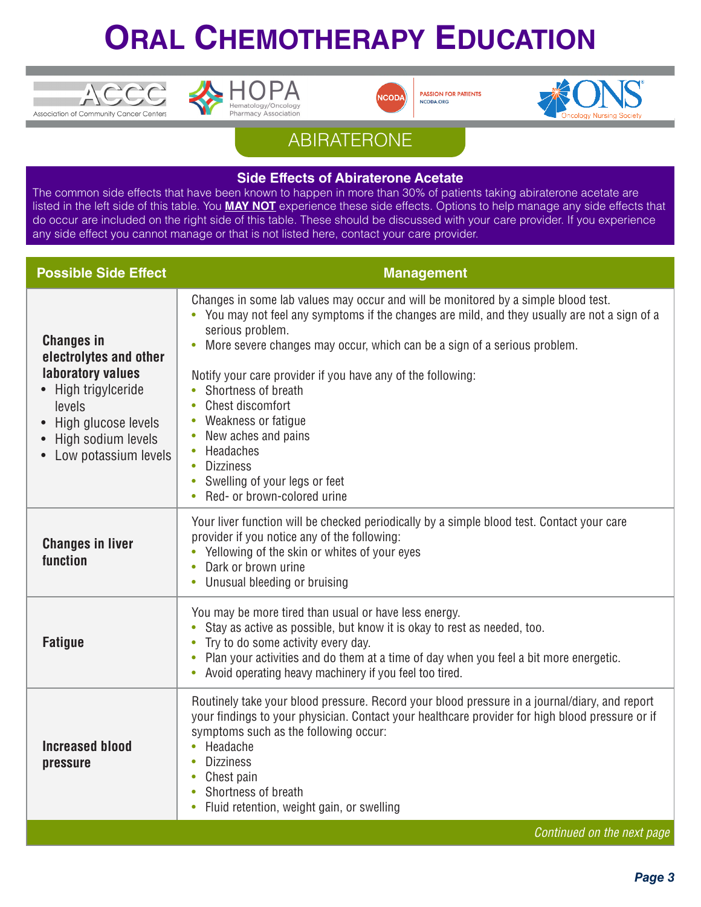# ORAL CHEMOTHERAPY EDUCATION

## ABIRATERONE

### Side Effects of Abiraterone Acetate

The common side effects that have been known to happen in more than 30% of patients taking abiraterone acetate are listed in the left side of this table. You **MAY NOT** experience these side effects. Options to help manage any side effects that do occur are included on the right side of this table. These should be discussed with your care provider. If you experience any side effect you cannot manage or that is not listed here, contact your care provider.

| Possible Side Effect | Management |
| --- | --- |
| **Changes in electrolytes and other laboratory values**<br>• High trigylceride levels<br>• High glucose levels<br>• High sodium levels<br>• Low potassium levels | Changes in some lab values may occur and will be monitored by a simple blood test.<br>• You may not feel any symptoms if the changes are mild, and they usually are not a sign of a serious problem.<br>• More severe changes may occur, which can be a sign of a serious problem.<br><br>Notify your care provider if you have any of the following:<br>• Shortness of breath<br>• Chest discomfort<br>• Weakness or fatigue<br>• New aches and pains<br>• Headaches<br>• Dizziness<br>• Swelling of your legs or feet<br>• Red- or brown-colored urine |
| **Changes in liver function** | Your liver function will be checked periodically by a simple blood test. Contact your care provider if you notice any of the following:<br>• Yellowing of the skin or whites of your eyes<br>• Dark or brown urine<br>• Unusual bleeding or bruising |
| **Fatigue** | You may be more tired than usual or have less energy.<br>• Stay as active as possible, but know it is okay to rest as needed, too.<br>• Try to do some activity every day.<br>• Plan your activities and do them at a time of day when you feel a bit more energetic.<br>• Avoid operating heavy machinery if you feel too tired. |
| **Increased blood pressure** | Routinely take your blood pressure. Record your blood pressure in a journal/diary, and report your findings to your physician. Contact your healthcare provider for high blood pressure or if symptoms such as the following occur:<br>• Headache<br>• Dizziness<br>• Chest pain<br>• Shortness of breath<br>• Fluid retention, weight gain, or swelling |

*Continued on the next page*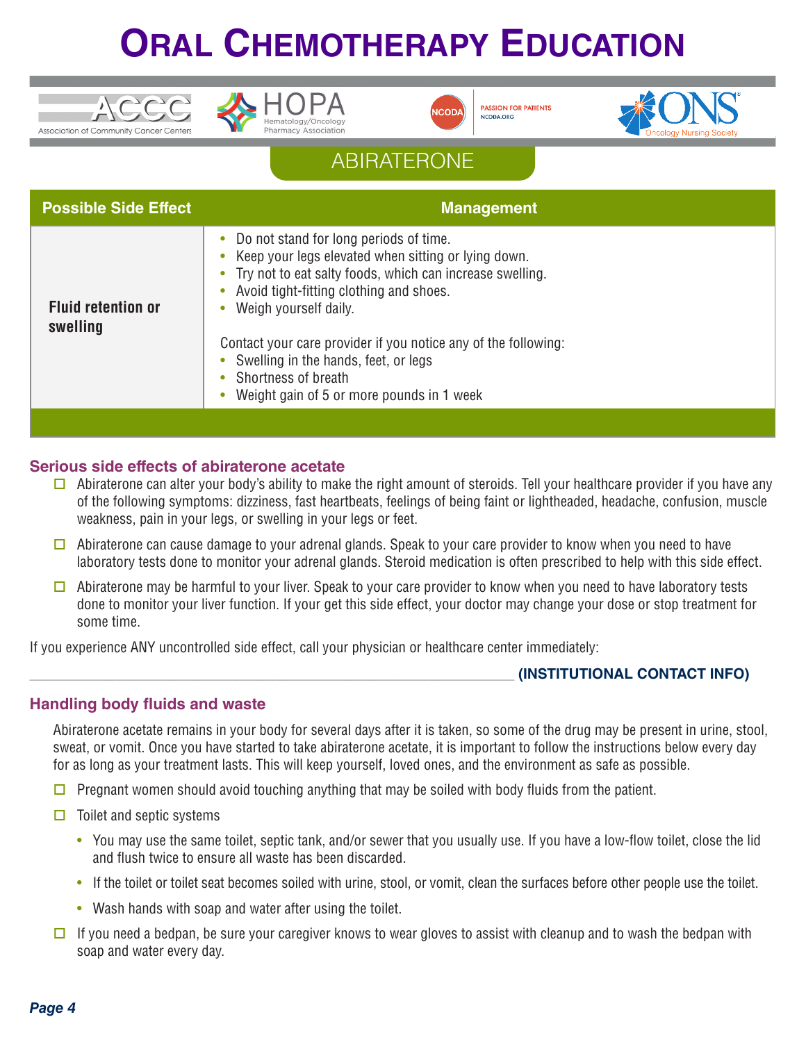# Oral Chemotherapy Education

## ABIRATERONE

| Possible Side Effect | Management |
|---|---|
| **Fluid retention or swelling** | • Do not stand for long periods of time.<br>• Keep your legs elevated when sitting or lying down.<br>• Try not to eat salty foods, which can increase swelling.<br>• Avoid tight-fitting clothing and shoes.<br>• Weigh yourself daily.<br><br>Contact your care provider if you notice any of the following:<br>• Swelling in the hands, feet, or legs<br>• Shortness of breath<br>• Weight gain of 5 or more pounds in 1 week |

### Serious side effects of abiraterone acetate

- ☐ Abiraterone can alter your body's ability to make the right amount of steroids. Tell your healthcare provider if you have any of the following symptoms: dizziness, fast heartbeats, feelings of being faint or lightheaded, headache, confusion, muscle weakness, pain in your legs, or swelling in your legs or feet.
- ☐ Abiraterone can cause damage to your adrenal glands. Speak to your care provider to know when you need to have laboratory tests done to monitor your adrenal glands. Steroid medication is often prescribed to help with this side effect.
- ☐ Abiraterone may be harmful to your liver. Speak to your care provider to know when you need to have laboratory tests done to monitor your liver function. If your get this side effect, your doctor may change your dose or stop treatment for some time.

If you experience ANY uncontrolled side effect, call your physician or healthcare center immediately:

______________________________ **(INSTITUTIONAL CONTACT INFO)**

### Handling body fluids and waste

Abiraterone acetate remains in your body for several days after it is taken, so some of the drug may be present in urine, stool, sweat, or vomit. Once you have started to take abiraterone acetate, it is important to follow the instructions below every day for as long as your treatment lasts. This will keep yourself, loved ones, and the environment as safe as possible.

- ☐ Pregnant women should avoid touching anything that may be soiled with body fluids from the patient.
- ☐ Toilet and septic systems
  - You may use the same toilet, septic tank, and/or sewer that you usually use. If you have a low-flow toilet, close the lid and flush twice to ensure all waste has been discarded.
  - If the toilet or toilet seat becomes soiled with urine, stool, or vomit, clean the surfaces before other people use the toilet.
  - Wash hands with soap and water after using the toilet.
- ☐ If you need a bedpan, be sure your caregiver knows to wear gloves to assist with cleanup and to wash the bedpan with soap and water every day.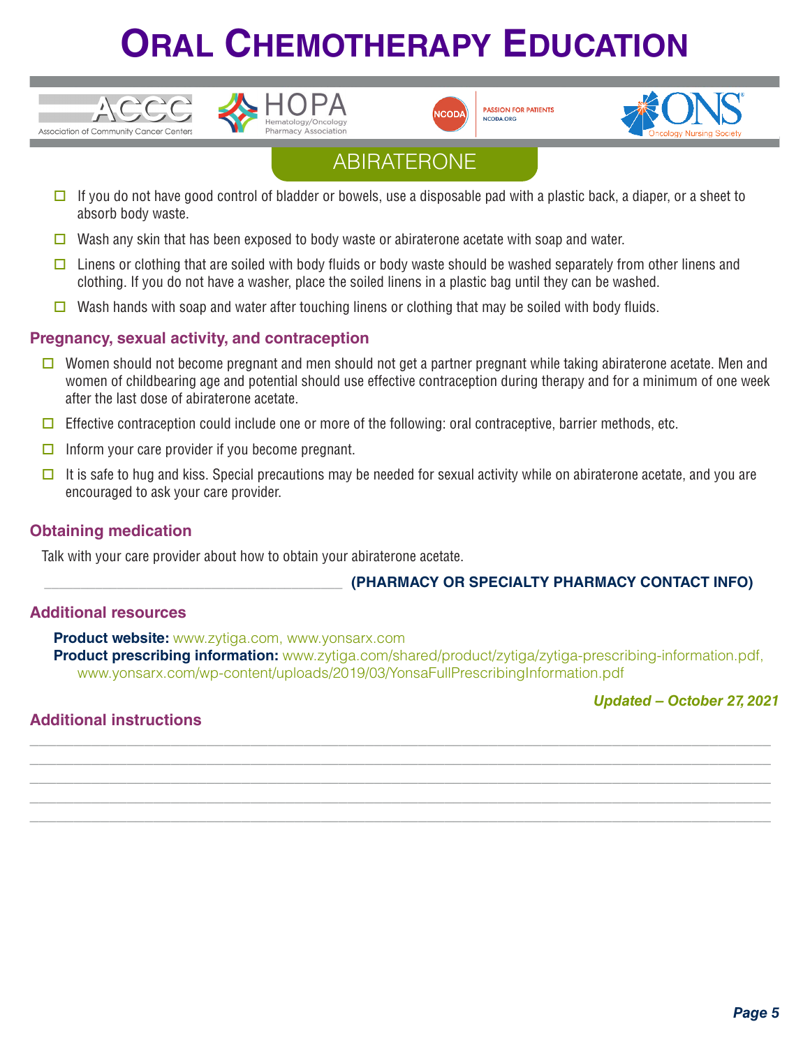# ORAL CHEMOTHERAPY EDUCATION

## ABIRATERONE

- ☐ If you do not have good control of bladder or bowels, use a disposable pad with a plastic back, a diaper, or a sheet to absorb body waste.
- ☐ Wash any skin that has been exposed to body waste or abiraterone acetate with soap and water.
- ☐ Linens or clothing that are soiled with body fluids or body waste should be washed separately from other linens and clothing. If you do not have a washer, place the soiled linens in a plastic bag until they can be washed.
- ☐ Wash hands with soap and water after touching linens or clothing that may be soiled with body fluids.

### Pregnancy, sexual activity, and contraception

- ☐ Women should not become pregnant and men should not get a partner pregnant while taking abiraterone acetate. Men and women of childbearing age and potential should use effective contraception during therapy and for a minimum of one week after the last dose of abiraterone acetate.
- ☐ Effective contraception could include one or more of the following: oral contraceptive, barrier methods, etc.
- ☐ Inform your care provider if you become pregnant.
- ☐ It is safe to hug and kiss. Special precautions may be needed for sexual activity while on abiraterone acetate, and you are encouraged to ask your care provider.

### Obtaining medication

Talk with your care provider about how to obtain your abiraterone acetate.

\_\_\_\_\_\_\_\_\_\_\_\_\_\_\_\_\_\_\_\_\_\_\_\_\_\_\_\_\_\_\_\_\_\_\_\_\_\_ **(PHARMACY OR SPECIALTY PHARMACY CONTACT INFO)**

### Additional resources

**Product website:** www.zytiga.com, www.yonsarx.com
**Product prescribing information:** www.zytiga.com/shared/product/zytiga/zytiga-prescribing-information.pdf, www.yonsarx.com/wp-content/uploads/2019/03/YonsaFullPrescribingInformation.pdf

***Updated – October 27, 2021***

### Additional instructions

\_\_\_\_\_\_\_\_\_\_\_\_\_\_\_\_\_\_\_\_\_\_\_\_\_\_\_\_\_\_\_\_\_\_\_\_\_\_\_\_\_\_\_\_\_\_\_\_\_\_\_\_\_\_\_\_\_\_\_\_\_\_\_\_\_\_\_\_\_\_\_\_\_\_\_\_\_\_

\_\_\_\_\_\_\_\_\_\_\_\_\_\_\_\_\_\_\_\_\_\_\_\_\_\_\_\_\_\_\_\_\_\_\_\_\_\_\_\_\_\_\_\_\_\_\_\_\_\_\_\_\_\_\_\_\_\_\_\_\_\_\_\_\_\_\_\_\_\_\_\_\_\_\_\_\_\_

\_\_\_\_\_\_\_\_\_\_\_\_\_\_\_\_\_\_\_\_\_\_\_\_\_\_\_\_\_\_\_\_\_\_\_\_\_\_\_\_\_\_\_\_\_\_\_\_\_\_\_\_\_\_\_\_\_\_\_\_\_\_\_\_\_\_\_\_\_\_\_\_\_\_\_\_\_\_

\_\_\_\_\_\_\_\_\_\_\_\_\_\_\_\_\_\_\_\_\_\_\_\_\_\_\_\_\_\_\_\_\_\_\_\_\_\_\_\_\_\_\_\_\_\_\_\_\_\_\_\_\_\_\_\_\_\_\_\_\_\_\_\_\_\_\_\_\_\_\_\_\_\_\_\_\_\_

\_\_\_\_\_\_\_\_\_\_\_\_\_\_\_\_\_\_\_\_\_\_\_\_\_\_\_\_\_\_\_\_\_\_\_\_\_\_\_\_\_\_\_\_\_\_\_\_\_\_\_\_\_\_\_\_\_\_\_\_\_\_\_\_\_\_\_\_\_\_\_\_\_\_\_\_\_\_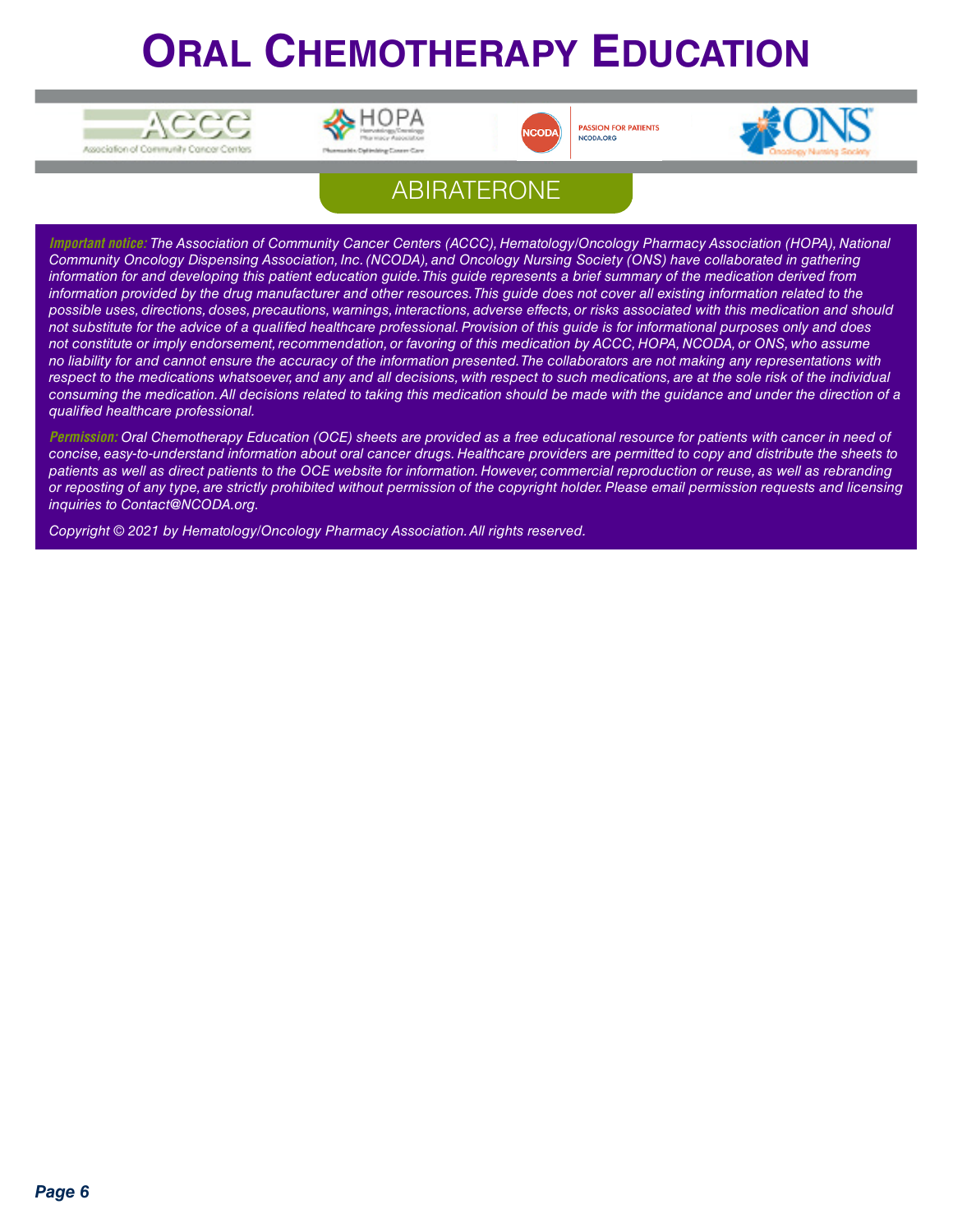# Oral Chemotherapy Education

## ABIRATERONE

***Important notice:*** *The Association of Community Cancer Centers (ACCC), Hematology/Oncology Pharmacy Association (HOPA), National Community Oncology Dispensing Association, Inc. (NCODA), and Oncology Nursing Society (ONS) have collaborated in gathering information for and developing this patient education guide. This guide represents a brief summary of the medication derived from information provided by the drug manufacturer and other resources. This guide does not cover all existing information related to the possible uses, directions, doses, precautions, warnings, interactions, adverse effects, or risks associated with this medication and should not substitute for the advice of a qualified healthcare professional. Provision of this guide is for informational purposes only and does not constitute or imply endorsement, recommendation, or favoring of this medication by ACCC, HOPA, NCODA, or ONS, who assume no liability for and cannot ensure the accuracy of the information presented. The collaborators are not making any representations with respect to the medications whatsoever, and any and all decisions, with respect to such medications, are at the sole risk of the individual consuming the medication. All decisions related to taking this medication should be made with the guidance and under the direction of a qualified healthcare professional.*

***Permission:*** *Oral Chemotherapy Education (OCE) sheets are provided as a free educational resource for patients with cancer in need of concise, easy-to-understand information about oral cancer drugs. Healthcare providers are permitted to copy and distribute the sheets to patients as well as direct patients to the OCE website for information. However, commercial reproduction or reuse, as well as rebranding or reposting of any type, are strictly prohibited without permission of the copyright holder. Please email permission requests and licensing inquiries to Contact@NCODA.org.*

*Copyright © 2021 by Hematology/Oncology Pharmacy Association. All rights reserved.*